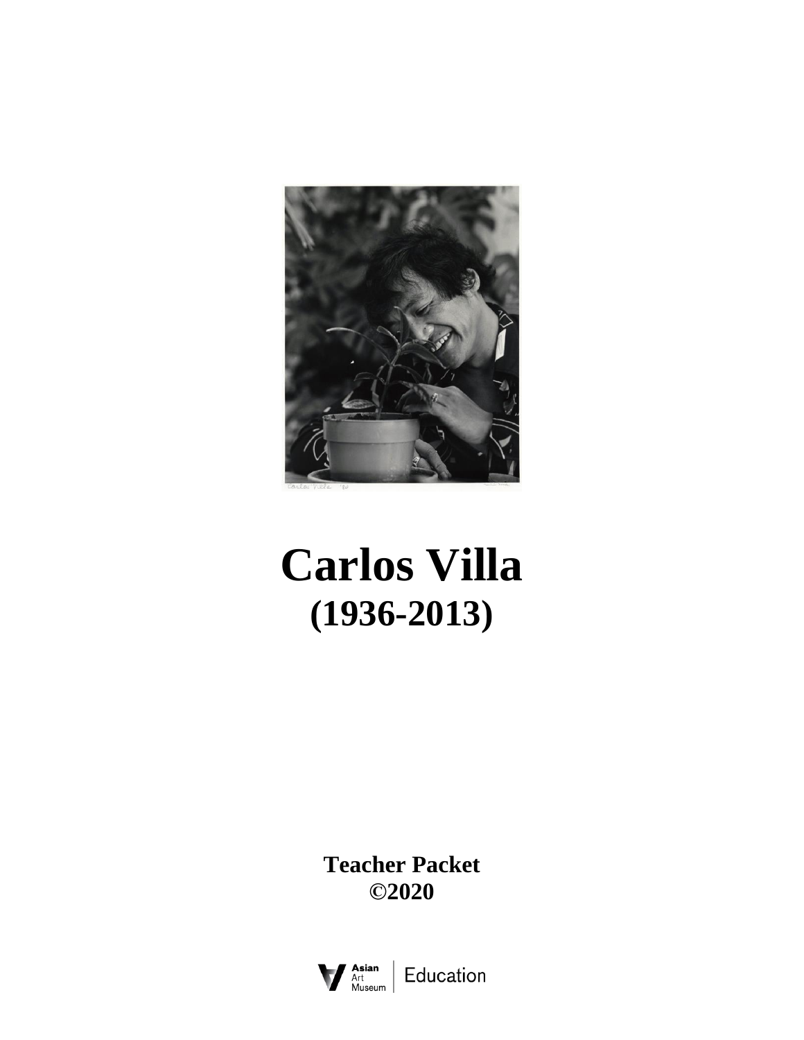# Carlos Villa

## (1936-2013)

**Teacher Packet**
**©2020**

Asian Art Museum | Education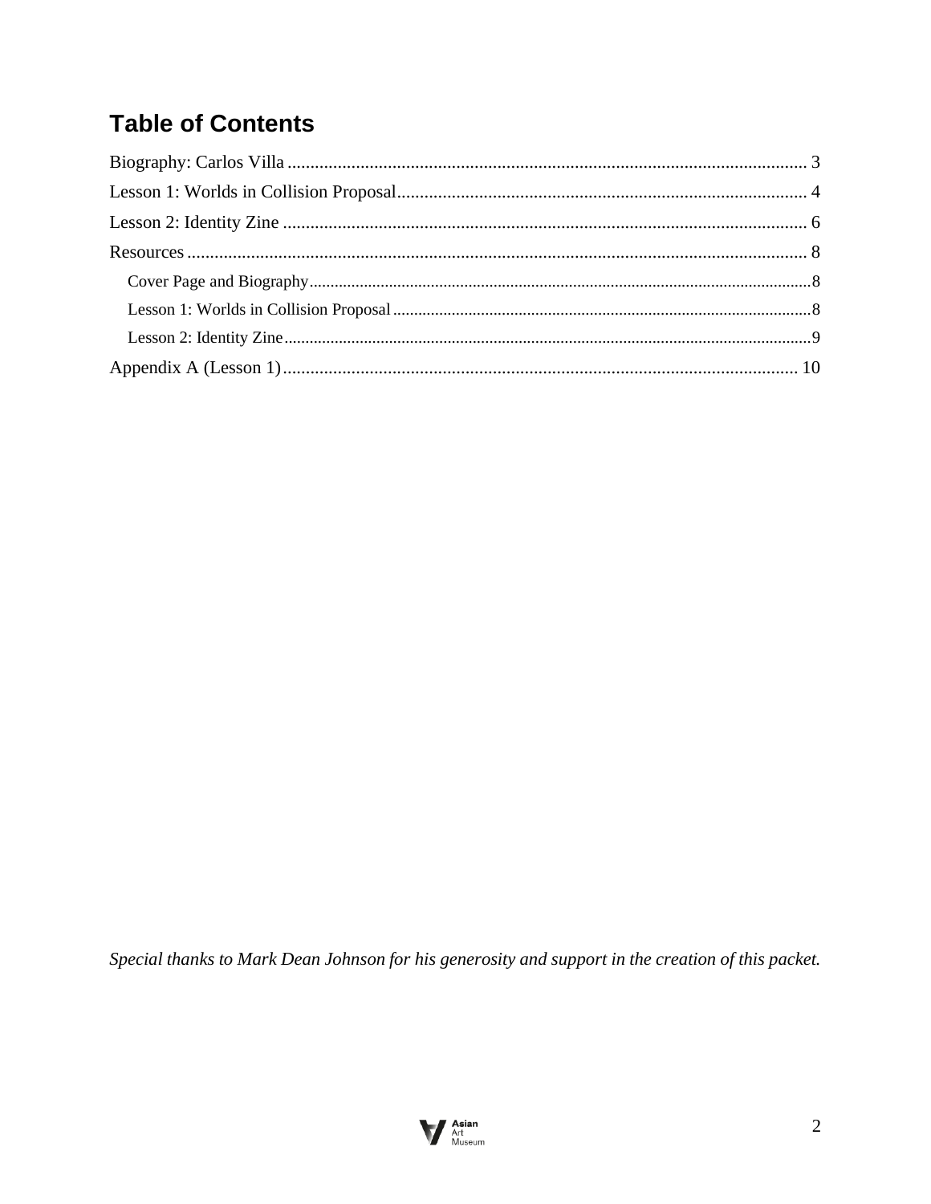## Table of Contents

Biography: Carlos Villa .......... 3
Lesson 1: Worlds in Collision Proposal .......... 4
Lesson 2: Identity Zine .......... 6
Resources .......... 8
- Cover Page and Biography .......... 8
- Lesson 1: Worlds in Collision Proposal .......... 8
- Lesson 2: Identity Zine .......... 9

Appendix A (Lesson 1) .......... 10

*Special thanks to Mark Dean Johnson for his generosity and support in the creation of this packet.*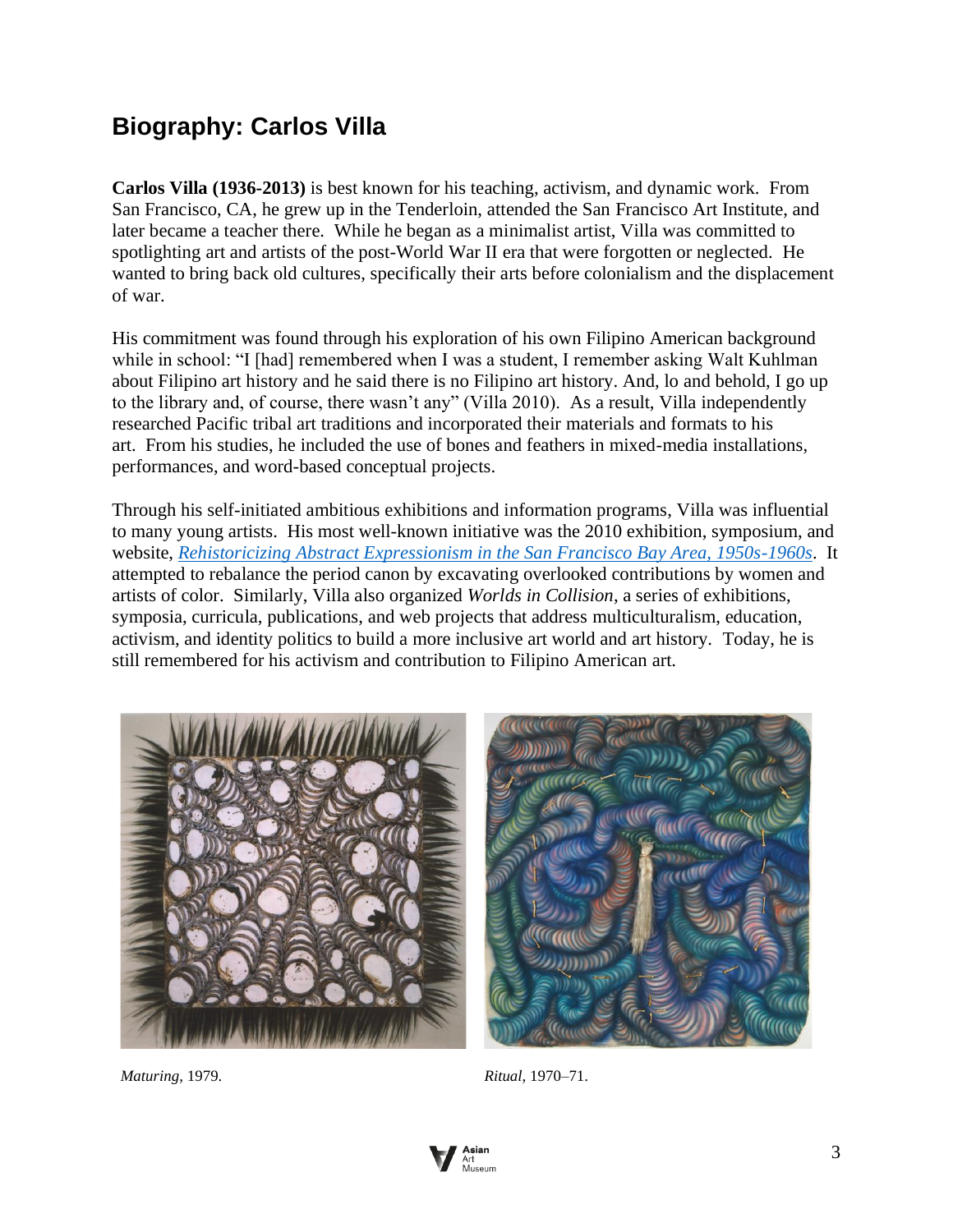## Biography: Carlos Villa

**Carlos Villa (1936-2013)** is best known for his teaching, activism, and dynamic work. From San Francisco, CA, he grew up in the Tenderloin, attended the San Francisco Art Institute, and later became a teacher there. While he began as a minimalist artist, Villa was committed to spotlighting art and artists of the post-World War II era that were forgotten or neglected. He wanted to bring back old cultures, specifically their arts before colonialism and the displacement of war.

His commitment was found through his exploration of his own Filipino American background while in school: "I [had] remembered when I was a student, I remember asking Walt Kuhlman about Filipino art history and he said there is no Filipino art history. And, lo and behold, I go up to the library and, of course, there wasn't any" (Villa 2010). As a result, Villa independently researched Pacific tribal art traditions and incorporated their materials and formats to his art. From his studies, he included the use of bones and feathers in mixed-media installations, performances, and word-based conceptual projects.

Through his self-initiated ambitious exhibitions and information programs, Villa was influential to many young artists. His most well-known initiative was the 2010 exhibition, symposium, and website, *Rehistoricizing Abstract Expressionism in the San Francisco Bay Area, 1950s-1960s*. It attempted to rebalance the period canon by excavating overlooked contributions by women and artists of color. Similarly, Villa also organized *Worlds in Collision*, a series of exhibitions, symposia, curricula, publications, and web projects that address multiculturalism, education, activism, and identity politics to build a more inclusive art world and art history. Today, he is still remembered for his activism and contribution to Filipino American art.

*Maturing*, 1979.

*Ritual*, 1970–71.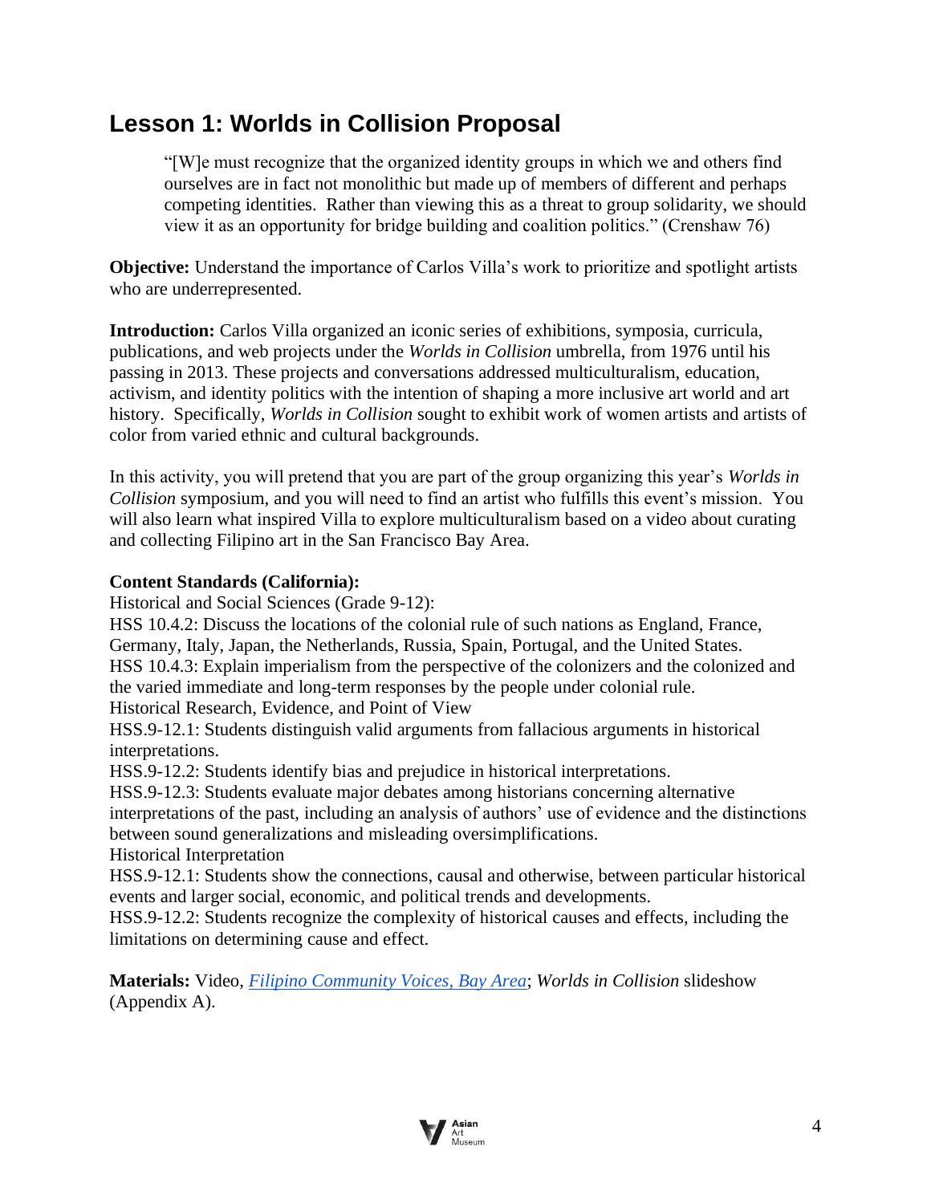## Lesson 1: Worlds in Collision Proposal

> "[W]e must recognize that the organized identity groups in which we and others find ourselves are in fact not monolithic but made up of members of different and perhaps competing identities. Rather than viewing this as a threat to group solidarity, we should view it as an opportunity for bridge building and coalition politics." (Crenshaw 76)

**Objective:** Understand the importance of Carlos Villa's work to prioritize and spotlight artists who are underrepresented.

**Introduction:** Carlos Villa organized an iconic series of exhibitions, symposia, curricula, publications, and web projects under the *Worlds in Collision* umbrella, from 1976 until his passing in 2013. These projects and conversations addressed multiculturalism, education, activism, and identity politics with the intention of shaping a more inclusive art world and art history. Specifically, *Worlds in Collision* sought to exhibit work of women artists and artists of color from varied ethnic and cultural backgrounds.

In this activity, you will pretend that you are part of the group organizing this year's *Worlds in Collision* symposium, and you will need to find an artist who fulfills this event's mission. You will also learn what inspired Villa to explore multiculturalism based on a video about curating and collecting Filipino art in the San Francisco Bay Area.

**Content Standards (California):**

Historical and Social Sciences (Grade 9-12):

HSS 10.4.2: Discuss the locations of the colonial rule of such nations as England, France, Germany, Italy, Japan, the Netherlands, Russia, Spain, Portugal, and the United States.

HSS 10.4.3: Explain imperialism from the perspective of the colonizers and the colonized and the varied immediate and long-term responses by the people under colonial rule.

Historical Research, Evidence, and Point of View

HSS.9-12.1: Students distinguish valid arguments from fallacious arguments in historical interpretations.

HSS.9-12.2: Students identify bias and prejudice in historical interpretations.

HSS.9-12.3: Students evaluate major debates among historians concerning alternative interpretations of the past, including an analysis of authors' use of evidence and the distinctions between sound generalizations and misleading oversimplifications.

Historical Interpretation

HSS.9-12.1: Students show the connections, causal and otherwise, between particular historical events and larger social, economic, and political trends and developments.

HSS.9-12.2: Students recognize the complexity of historical causes and effects, including the limitations on determining cause and effect.

**Materials:** Video, *Filipino Community Voices, Bay Area*; *Worlds in Collision* slideshow (Appendix A).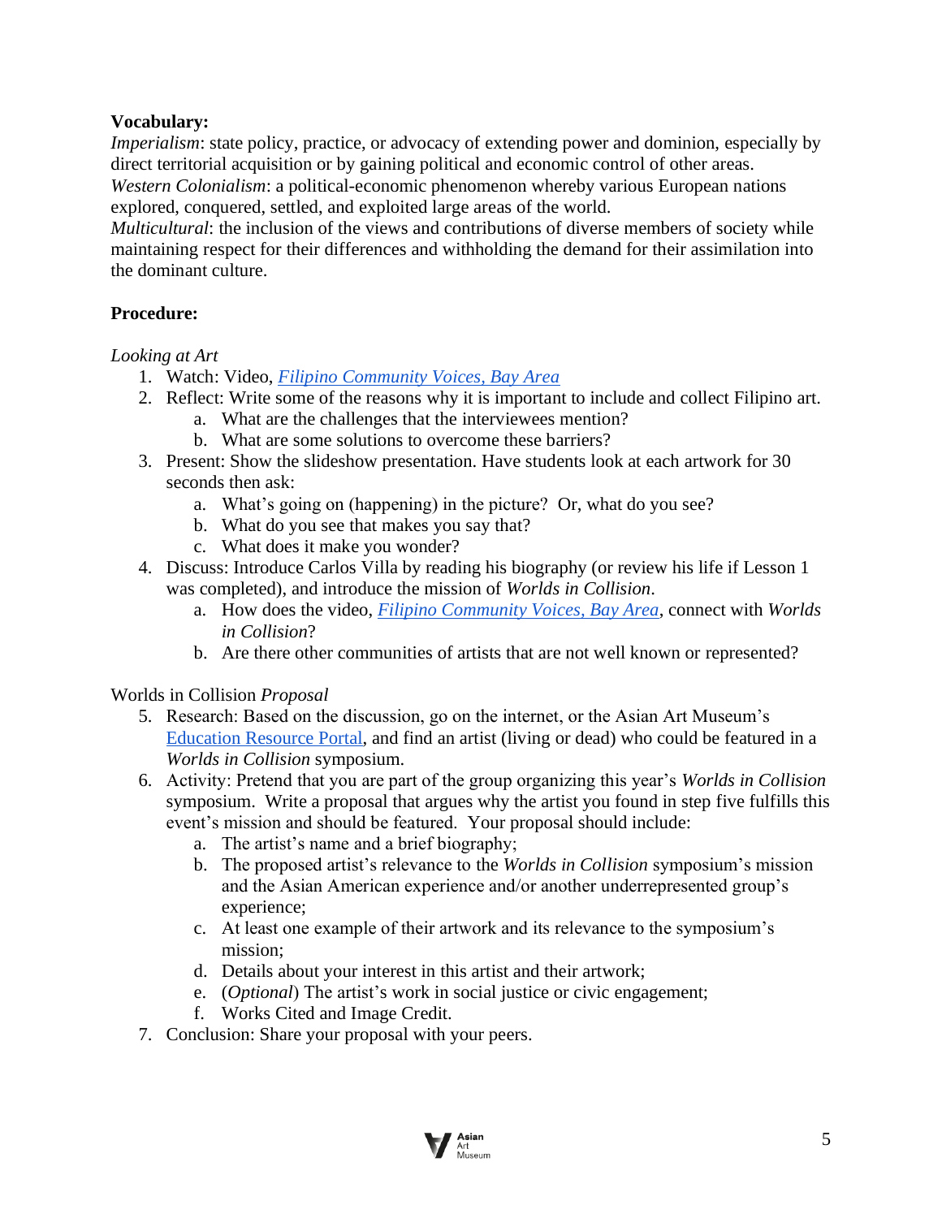**Vocabulary:**

*Imperialism*: state policy, practice, or advocacy of extending power and dominion, especially by direct territorial acquisition or by gaining political and economic control of other areas.
*Western Colonialism*: a political-economic phenomenon whereby various European nations explored, conquered, settled, and exploited large areas of the world.
*Multicultural*: the inclusion of the views and contributions of diverse members of society while maintaining respect for their differences and withholding the demand for their assimilation into the dominant culture.

**Procedure:**

*Looking at Art*

1. Watch: Video, *Filipino Community Voices, Bay Area*
2. Reflect: Write some of the reasons why it is important to include and collect Filipino art.
   a. What are the challenges that the interviewees mention?
   b. What are some solutions to overcome these barriers?
3. Present: Show the slideshow presentation. Have students look at each artwork for 30 seconds then ask:
   a. What's going on (happening) in the picture? Or, what do you see?
   b. What do you see that makes you say that?
   c. What does it make you wonder?
4. Discuss: Introduce Carlos Villa by reading his biography (or review his life if Lesson 1 was completed), and introduce the mission of *Worlds in Collision*.
   a. How does the video, *Filipino Community Voices, Bay Area*, connect with *Worlds in Collision*?
   b. Are there other communities of artists that are not well known or represented?

Worlds in Collision *Proposal*

5. Research: Based on the discussion, go on the internet, or the Asian Art Museum's Education Resource Portal, and find an artist (living or dead) who could be featured in a *Worlds in Collision* symposium.
6. Activity: Pretend that you are part of the group organizing this year's *Worlds in Collision* symposium. Write a proposal that argues why the artist you found in step five fulfills this event's mission and should be featured. Your proposal should include:
   a. The artist's name and a brief biography;
   b. The proposed artist's relevance to the *Worlds in Collision* symposium's mission and the Asian American experience and/or another underrepresented group's experience;
   c. At least one example of their artwork and its relevance to the symposium's mission;
   d. Details about your interest in this artist and their artwork;
   e. (*Optional*) The artist's work in social justice or civic engagement;
   f. Works Cited and Image Credit.
7. Conclusion: Share your proposal with your peers.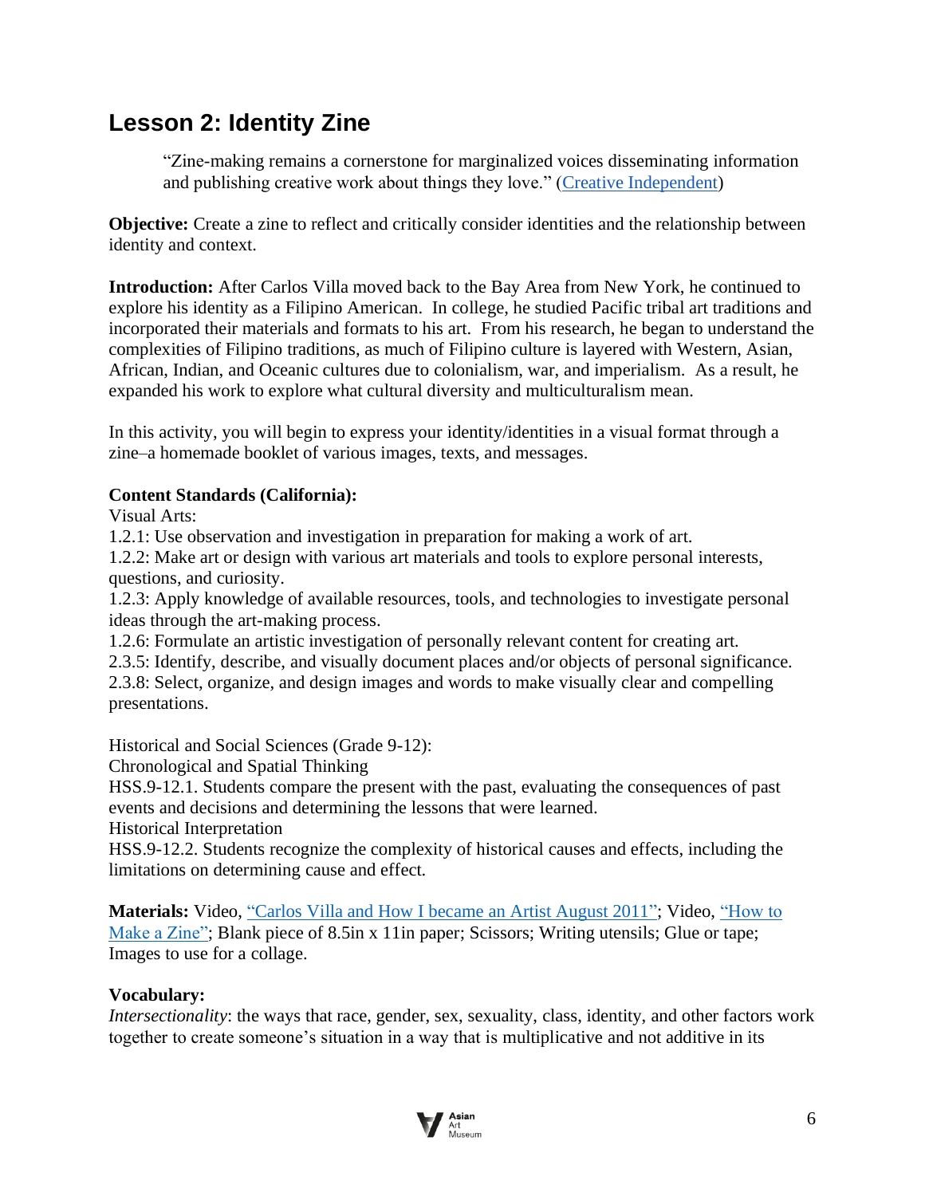# Lesson 2: Identity Zine

> "Zine-making remains a cornerstone for marginalized voices disseminating information and publishing creative work about things they love." (Creative Independent)

**Objective:** Create a zine to reflect and critically consider identities and the relationship between identity and context.

**Introduction:** After Carlos Villa moved back to the Bay Area from New York, he continued to explore his identity as a Filipino American. In college, he studied Pacific tribal art traditions and incorporated their materials and formats to his art. From his research, he began to understand the complexities of Filipino traditions, as much of Filipino culture is layered with Western, Asian, African, Indian, and Oceanic cultures due to colonialism, war, and imperialism. As a result, he expanded his work to explore what cultural diversity and multiculturalism mean.

In this activity, you will begin to express your identity/identities in a visual format through a zine–a homemade booklet of various images, texts, and messages.

**Content Standards (California):**

Visual Arts:
1.2.1: Use observation and investigation in preparation for making a work of art.
1.2.2: Make art or design with various art materials and tools to explore personal interests, questions, and curiosity.
1.2.3: Apply knowledge of available resources, tools, and technologies to investigate personal ideas through the art-making process.
1.2.6: Formulate an artistic investigation of personally relevant content for creating art.
2.3.5: Identify, describe, and visually document places and/or objects of personal significance.
2.3.8: Select, organize, and design images and words to make visually clear and compelling presentations.

Historical and Social Sciences (Grade 9-12):
Chronological and Spatial Thinking
HSS.9-12.1. Students compare the present with the past, evaluating the consequences of past events and decisions and determining the lessons that were learned.
Historical Interpretation
HSS.9-12.2. Students recognize the complexity of historical causes and effects, including the limitations on determining cause and effect.

**Materials:** Video, "Carlos Villa and How I became an Artist August 2011"; Video, "How to Make a Zine"; Blank piece of 8.5in x 11in paper; Scissors; Writing utensils; Glue or tape; Images to use for a collage.

**Vocabulary:**
*Intersectionality*: the ways that race, gender, sex, sexuality, class, identity, and other factors work together to create someone's situation in a way that is multiplicative and not additive in its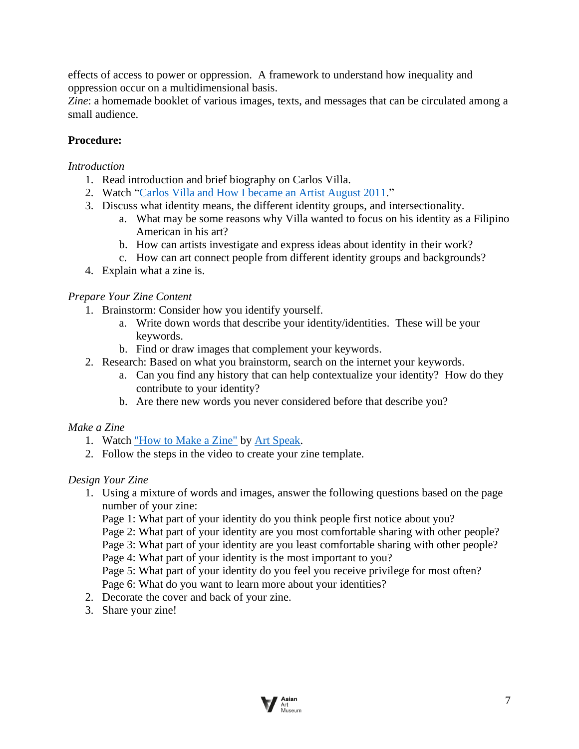effects of access to power or oppression. A framework to understand how inequality and oppression occur on a multidimensional basis.
*Zine*: a homemade booklet of various images, texts, and messages that can be circulated among a small audience.

**Procedure:**

*Introduction*

1. Read introduction and brief biography on Carlos Villa.
2. Watch "[Carlos Villa and How I became an Artist August 2011](#)."
3. Discuss what identity means, the different identity groups, and intersectionality.
    a. What may be some reasons why Villa wanted to focus on his identity as a Filipino American in his art?
    b. How can artists investigate and express ideas about identity in their work?
    c. How can art connect people from different identity groups and backgrounds?
4. Explain what a zine is.

*Prepare Your Zine Content*

1. Brainstorm: Consider how you identify yourself.
    a. Write down words that describe your identity/identities. These will be your keywords.
    b. Find or draw images that complement your keywords.
2. Research: Based on what you brainstorm, search on the internet your keywords.
    a. Can you find any history that can help contextualize your identity? How do they contribute to your identity?
    b. Are there new words you never considered before that describe you?

*Make a Zine*

1. Watch ["How to Make a Zine"](#) by [Art Speak](#).
2. Follow the steps in the video to create your zine template.

*Design Your Zine*

1. Using a mixture of words and images, answer the following questions based on the page number of your zine:
   Page 1: What part of your identity do you think people first notice about you?
   Page 2: What part of your identity are you most comfortable sharing with other people?
   Page 3: What part of your identity are you least comfortable sharing with other people?
   Page 4: What part of your identity is the most important to you?
   Page 5: What part of your identity do you feel you receive privilege for most often?
   Page 6: What do you want to learn more about your identities?
2. Decorate the cover and back of your zine.
3. Share your zine!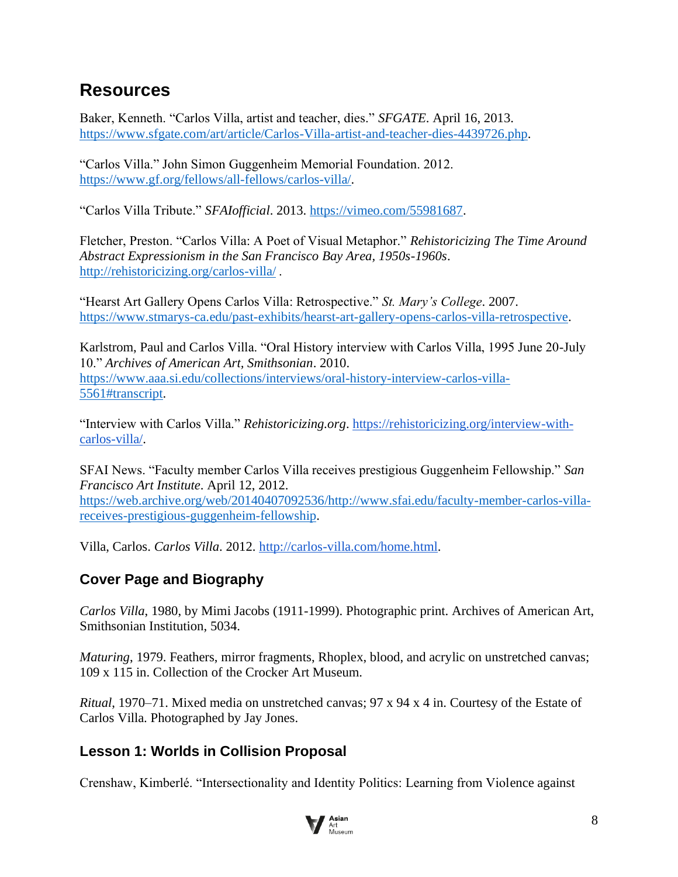## Resources

Baker, Kenneth. "Carlos Villa, artist and teacher, dies." *SFGATE*. April 16, 2013. https://www.sfgate.com/art/article/Carlos-Villa-artist-and-teacher-dies-4439726.php.

"Carlos Villa." John Simon Guggenheim Memorial Foundation. 2012. https://www.gf.org/fellows/all-fellows/carlos-villa/.

"Carlos Villa Tribute." *SFAIofficial*. 2013. https://vimeo.com/55981687.

Fletcher, Preston. "Carlos Villa: A Poet of Visual Metaphor." *Rehistoricizing The Time Around Abstract Expressionism in the San Francisco Bay Area, 1950s-1960s*. http://rehistoricizing.org/carlos-villa/ .

"Hearst Art Gallery Opens Carlos Villa: Retrospective." *St. Mary's College*. 2007. https://www.stmarys-ca.edu/past-exhibits/hearst-art-gallery-opens-carlos-villa-retrospective.

Karlstrom, Paul and Carlos Villa. "Oral History interview with Carlos Villa, 1995 June 20-July 10." *Archives of American Art, Smithsonian*. 2010. https://www.aaa.si.edu/collections/interviews/oral-history-interview-carlos-villa-5561#transcript.

"Interview with Carlos Villa." *Rehistoricizing.org*. https://rehistoricizing.org/interview-with-carlos-villa/.

SFAI News. "Faculty member Carlos Villa receives prestigious Guggenheim Fellowship." *San Francisco Art Institute*. April 12, 2012. https://web.archive.org/web/20140407092536/http://www.sfai.edu/faculty-member-carlos-villa-receives-prestigious-guggenheim-fellowship.

Villa, Carlos. *Carlos Villa*. 2012. http://carlos-villa.com/home.html.

### Cover Page and Biography

*Carlos Villa*, 1980, by Mimi Jacobs (1911-1999). Photographic print. Archives of American Art, Smithsonian Institution, 5034.

*Maturing*, 1979. Feathers, mirror fragments, Rhoplex, blood, and acrylic on unstretched canvas; 109 x 115 in. Collection of the Crocker Art Museum.

*Ritual*, 1970–71. Mixed media on unstretched canvas; 97 x 94 x 4 in. Courtesy of the Estate of Carlos Villa. Photographed by Jay Jones.

### Lesson 1: Worlds in Collision Proposal

Crenshaw, Kimberlé. "Intersectionality and Identity Politics: Learning from Violence against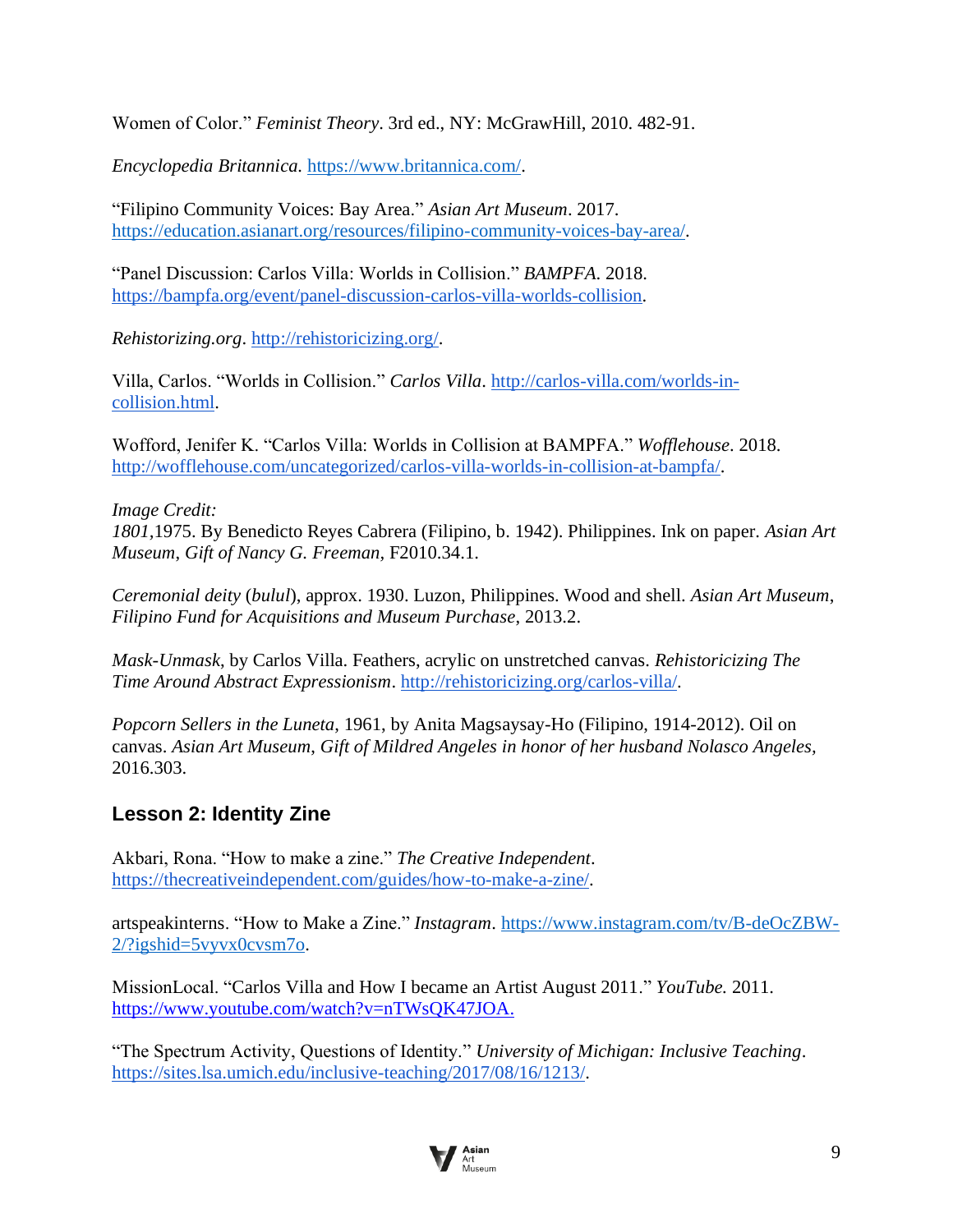Women of Color." *Feminist Theory*. 3rd ed., NY: McGrawHill, 2010. 482-91.

*Encyclopedia Britannica.* https://www.britannica.com/.

"Filipino Community Voices: Bay Area." *Asian Art Museum*. 2017. https://education.asianart.org/resources/filipino-community-voices-bay-area/.

"Panel Discussion: Carlos Villa: Worlds in Collision." *BAMPFA*. 2018. https://bampfa.org/event/panel-discussion-carlos-villa-worlds-collision.

*Rehistorizing.org*. http://rehistoricizing.org/.

Villa, Carlos. "Worlds in Collision." *Carlos Villa*. http://carlos-villa.com/worlds-in-collision.html.

Wofford, Jenifer K. "Carlos Villa: Worlds in Collision at BAMPFA." *Wofflehouse*. 2018. http://wofflehouse.com/uncategorized/carlos-villa-worlds-in-collision-at-bampfa/.

*Image Credit:*
*1801*,1975. By Benedicto Reyes Cabrera (Filipino, b. 1942). Philippines. Ink on paper. *Asian Art Museum*, *Gift of Nancy G. Freeman*, F2010.34.1.

*Ceremonial deity* (*bulul*), approx. 1930. Luzon, Philippines. Wood and shell. *Asian Art Museum*, *Filipino Fund for Acquisitions and Museum Purchase*, 2013.2.

*Mask-Unmask*, by Carlos Villa. Feathers, acrylic on unstretched canvas. *Rehistoricizing The Time Around Abstract Expressionism*. http://rehistoricizing.org/carlos-villa/.

*Popcorn Sellers in the Luneta*, 1961, by Anita Magsaysay-Ho (Filipino, 1914-2012). Oil on canvas. *Asian Art Museum*, *Gift of Mildred Angeles in honor of her husband Nolasco Angeles*, 2016.303.

### Lesson 2: Identity Zine

Akbari, Rona. "How to make a zine." *The Creative Independent*. https://thecreativeindependent.com/guides/how-to-make-a-zine/.

artspeakinterns. "How to Make a Zine." *Instagram*. https://www.instagram.com/tv/B-deOcZBW-2/?igshid=5vyvx0cvsm7o.

MissionLocal. "Carlos Villa and How I became an Artist August 2011." *YouTube.* 2011. https://www.youtube.com/watch?v=nTWsQK47JOA.

"The Spectrum Activity, Questions of Identity." *University of Michigan: Inclusive Teaching*. https://sites.lsa.umich.edu/inclusive-teaching/2017/08/16/1213/.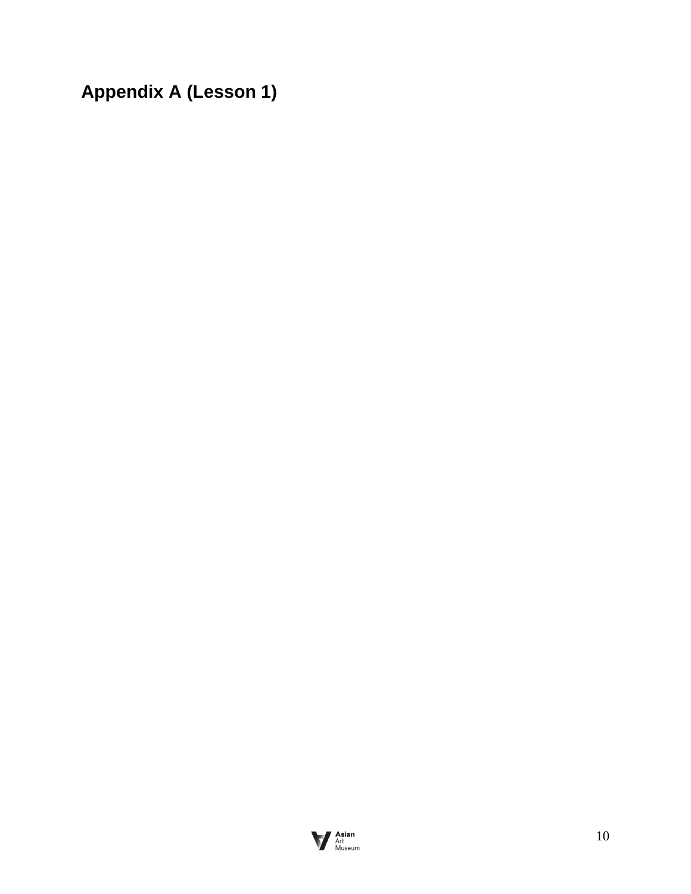## Appendix A (Lesson 1)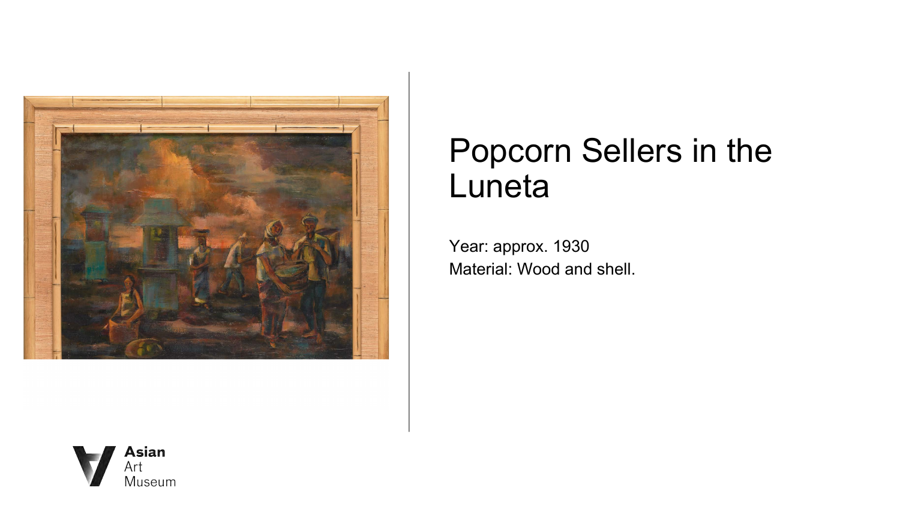# Popcorn Sellers in the Luneta

Year: approx. 1930
Material: Wood and shell.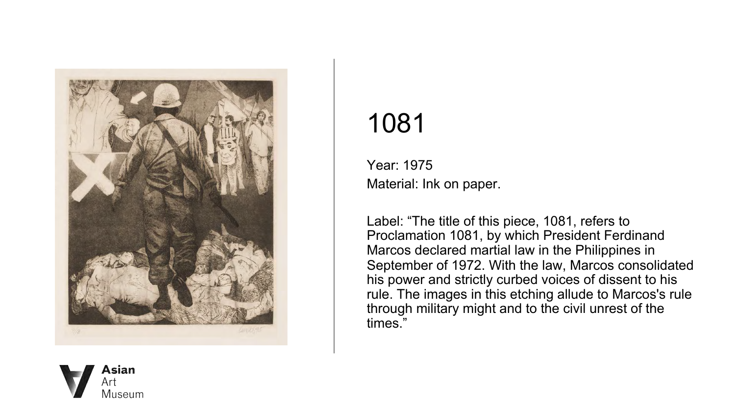# 1081

Year: 1975
Material: Ink on paper.

Label: "The title of this piece, 1081, refers to Proclamation 1081, by which President Ferdinand Marcos declared martial law in the Philippines in September of 1972. With the law, Marcos consolidated his power and strictly curbed voices of dissent to his rule. The images in this etching allude to Marcos's rule through military might and to the civil unrest of the times."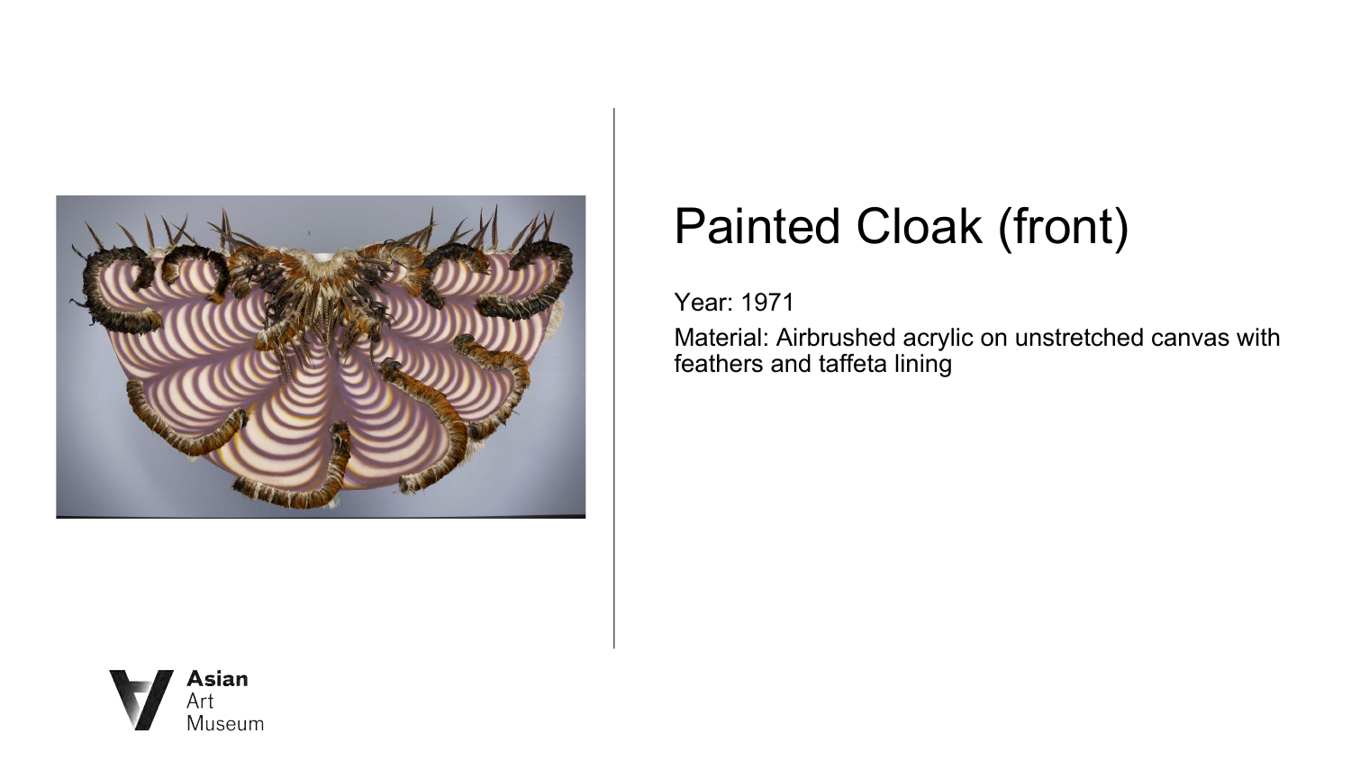# Painted Cloak (front)

Year: 1971

Material: Airbrushed acrylic on unstretched canvas with feathers and taffeta lining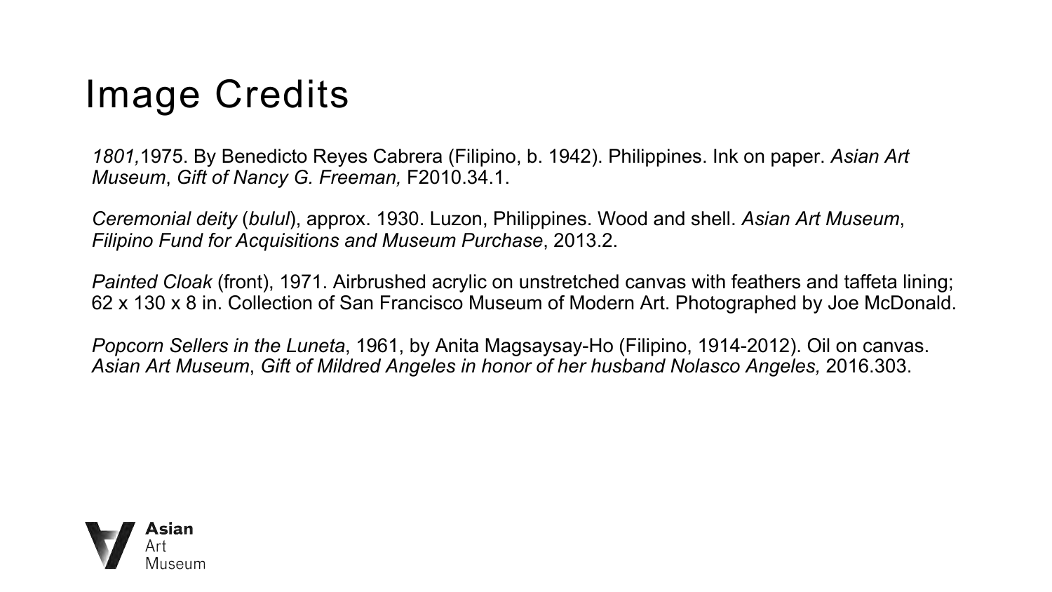# Image Credits

*1801,*1975. By Benedicto Reyes Cabrera (Filipino, b. 1942). Philippines. Ink on paper. *Asian Art Museum*, *Gift of Nancy G. Freeman,* F2010.34.1.

*Ceremonial deity* (*bulul*), approx. 1930. Luzon, Philippines. Wood and shell. *Asian Art Museum*, *Filipino Fund for Acquisitions and Museum Purchase*, 2013.2.

*Painted Cloak* (front), 1971. Airbrushed acrylic on unstretched canvas with feathers and taffeta lining; 62 x 130 x 8 in. Collection of San Francisco Museum of Modern Art. Photographed by Joe McDonald.

*Popcorn Sellers in the Luneta*, 1961, by Anita Magsaysay-Ho (Filipino, 1914-2012). Oil on canvas. *Asian Art Museum*, *Gift of Mildred Angeles in honor of her husband Nolasco Angeles,* 2016.303.

**Asian**
Art
Museum